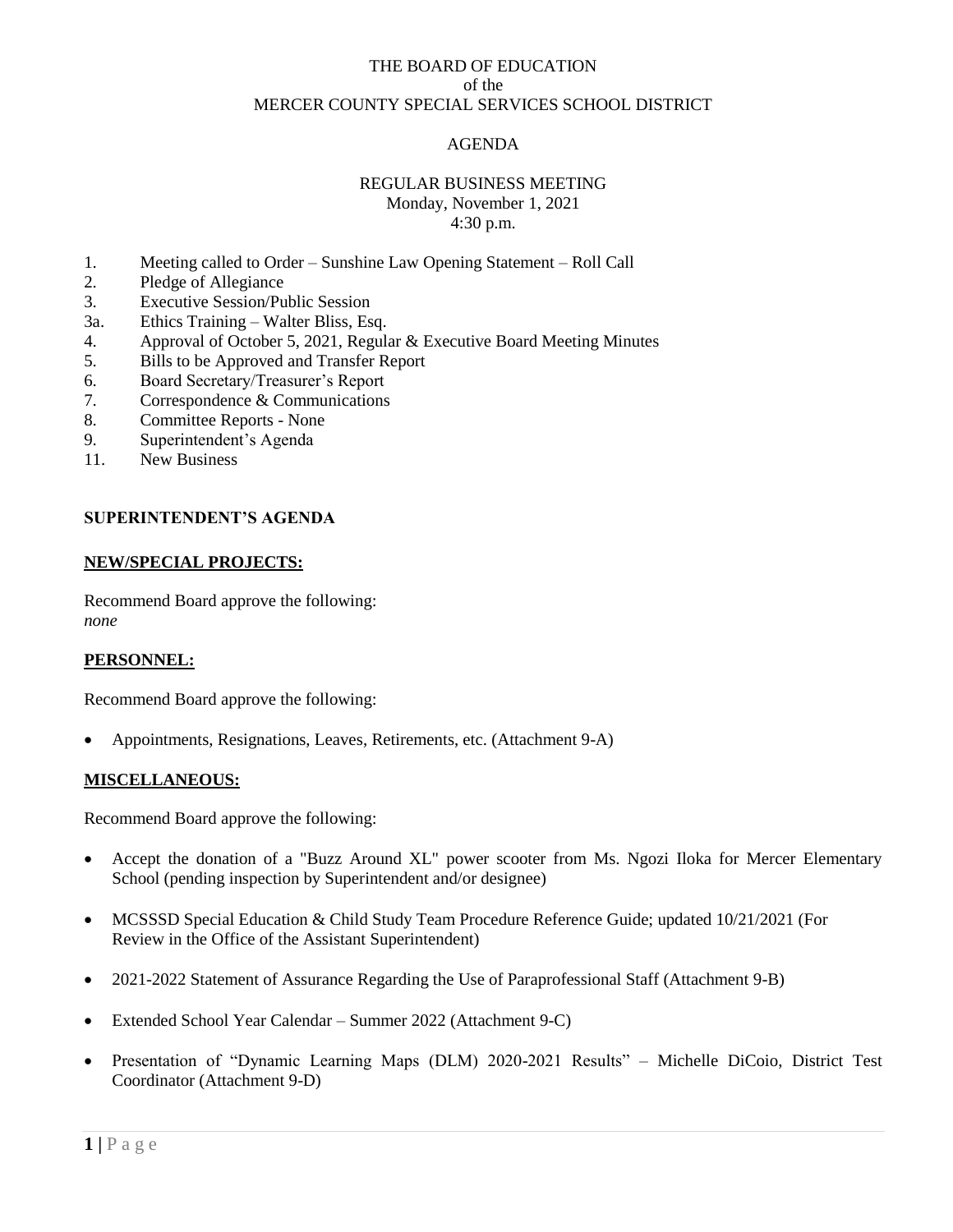# THE BOARD OF EDUCATION
of the
MERCER COUNTY SPECIAL SERVICES SCHOOL DISTRICT

## AGENDA

### REGULAR BUSINESS MEETING
Monday, November 1, 2021
4:30 p.m.

1. Meeting called to Order – Sunshine Law Opening Statement – Roll Call
2. Pledge of Allegiance
3. Executive Session/Public Session
3a. Ethics Training – Walter Bliss, Esq.
4. Approval of October 5, 2021, Regular & Executive Board Meeting Minutes
5. Bills to be Approved and Transfer Report
6. Board Secretary/Treasurer's Report
7. Correspondence & Communications
8. Committee Reports - None
9. Superintendent's Agenda
11. New Business

## SUPERINTENDENT'S AGENDA

### NEW/SPECIAL PROJECTS:

Recommend Board approve the following:
*none*

### PERSONNEL:

Recommend Board approve the following:

- Appointments, Resignations, Leaves, Retirements, etc. (Attachment 9-A)

### MISCELLANEOUS:

Recommend Board approve the following:

- Accept the donation of a "Buzz Around XL" power scooter from Ms. Ngozi Iloka for Mercer Elementary School (pending inspection by Superintendent and/or designee)
- MCSSSD Special Education & Child Study Team Procedure Reference Guide; updated 10/21/2021 (For Review in the Office of the Assistant Superintendent)
- 2021-2022 Statement of Assurance Regarding the Use of Paraprofessional Staff (Attachment 9-B)
- Extended School Year Calendar – Summer 2022 (Attachment 9-C)
- Presentation of "Dynamic Learning Maps (DLM) 2020-2021 Results" – Michelle DiCoio, District Test Coordinator (Attachment 9-D)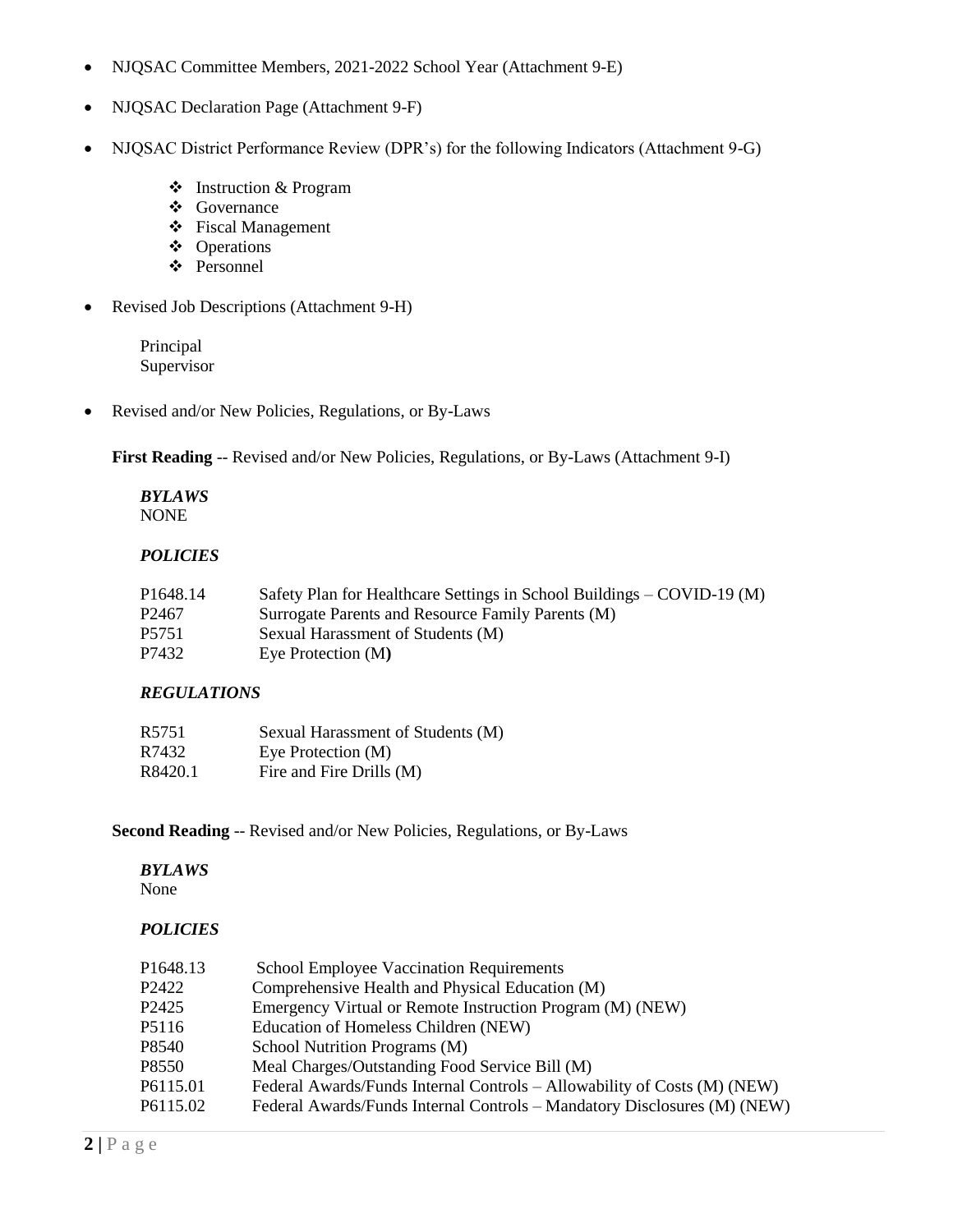- NJQSAC Committee Members, 2021-2022 School Year (Attachment 9-E)
- NJQSAC Declaration Page (Attachment 9-F)
- NJQSAC District Performance Review (DPR's) for the following Indicators (Attachment 9-G)
  - Instruction & Program
  - Governance
  - Fiscal Management
  - Operations
  - Personnel
- Revised Job Descriptions (Attachment 9-H)

  Principal
  Supervisor

- Revised and/or New Policies, Regulations, or By-Laws

**First Reading** -- Revised and/or New Policies, Regulations, or By-Laws (Attachment 9-I)

***BYLAWS***
NONE

***POLICIES***

| | |
|---|---|
| P1648.14 | Safety Plan for Healthcare Settings in School Buildings – COVID-19 (M) |
| P2467 | Surrogate Parents and Resource Family Parents (M) |
| P5751 | Sexual Harassment of Students (M) |
| P7432 | Eye Protection (M) |

***REGULATIONS***

| | |
|---|---|
| R5751 | Sexual Harassment of Students (M) |
| R7432 | Eye Protection (M) |
| R8420.1 | Fire and Fire Drills (M) |

**Second Reading** -- Revised and/or New Policies, Regulations, or By-Laws

***BYLAWS***
None

***POLICIES***

| | |
|---|---|
| P1648.13 | School Employee Vaccination Requirements |
| P2422 | Comprehensive Health and Physical Education (M) |
| P2425 | Emergency Virtual or Remote Instruction Program (M) (NEW) |
| P5116 | Education of Homeless Children (NEW) |
| P8540 | School Nutrition Programs (M) |
| P8550 | Meal Charges/Outstanding Food Service Bill (M) |
| P6115.01 | Federal Awards/Funds Internal Controls – Allowability of Costs (M) (NEW) |
| P6115.02 | Federal Awards/Funds Internal Controls – Mandatory Disclosures (M) (NEW) |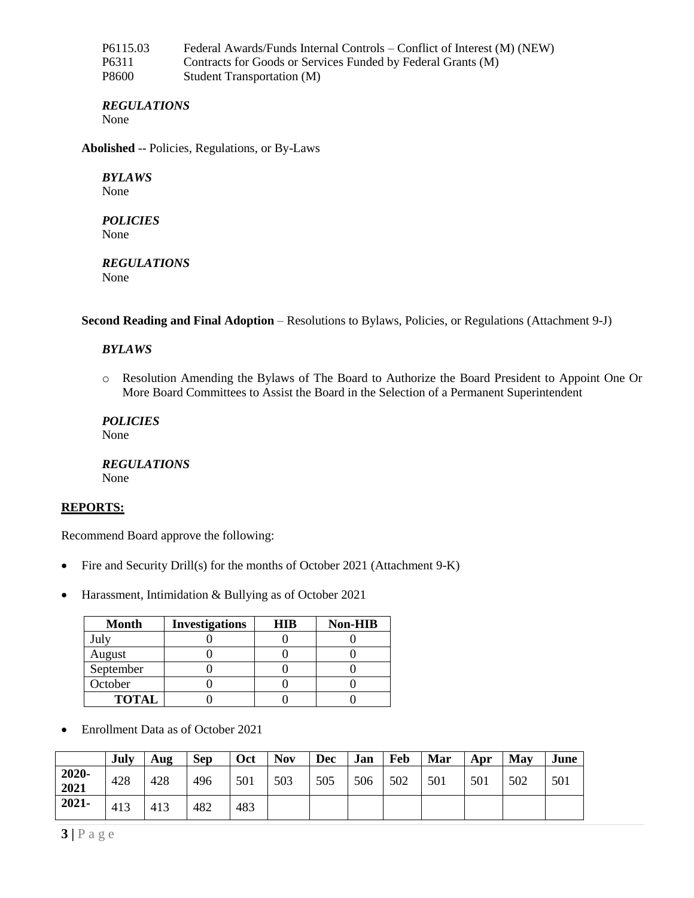P6115.03 Federal Awards/Funds Internal Controls – Conflict of Interest (M) (NEW)
P6311 Contracts for Goods or Services Funded by Federal Grants (M)
P8600 Student Transportation (M)

***REGULATIONS***
None

**Abolished** -- Policies, Regulations, or By-Laws

***BYLAWS***
None

***POLICIES***
None

***REGULATIONS***
None

**Second Reading and Final Adoption** – Resolutions to Bylaws, Policies, or Regulations (Attachment 9-J)

***BYLAWS***

- Resolution Amending the Bylaws of The Board to Authorize the Board President to Appoint One Or More Board Committees to Assist the Board in the Selection of a Permanent Superintendent

***POLICIES***
None

***REGULATIONS***
None

## REPORTS:

Recommend Board approve the following:

- Fire and Security Drill(s) for the months of October 2021 (Attachment 9-K)
- Harassment, Intimidation & Bullying as of October 2021

| Month | Investigations | HIB | Non-HIB |
|---|---|---|---|
| July | 0 | 0 | 0 |
| August | 0 | 0 | 0 |
| September | 0 | 0 | 0 |
| October | 0 | 0 | 0 |
| **TOTAL** | 0 | 0 | 0 |

- Enrollment Data as of October 2021

| | July | Aug | Sep | Oct | Nov | Dec | Jan | Feb | Mar | Apr | May | June |
|---|---|---|---|---|---|---|---|---|---|---|---|---|
| **2020-2021** | 428 | 428 | 496 | 501 | 503 | 505 | 506 | 502 | 501 | 501 | 502 | 501 |
| **2021-** | 413 | 413 | 482 | 483 | | | | | | | | |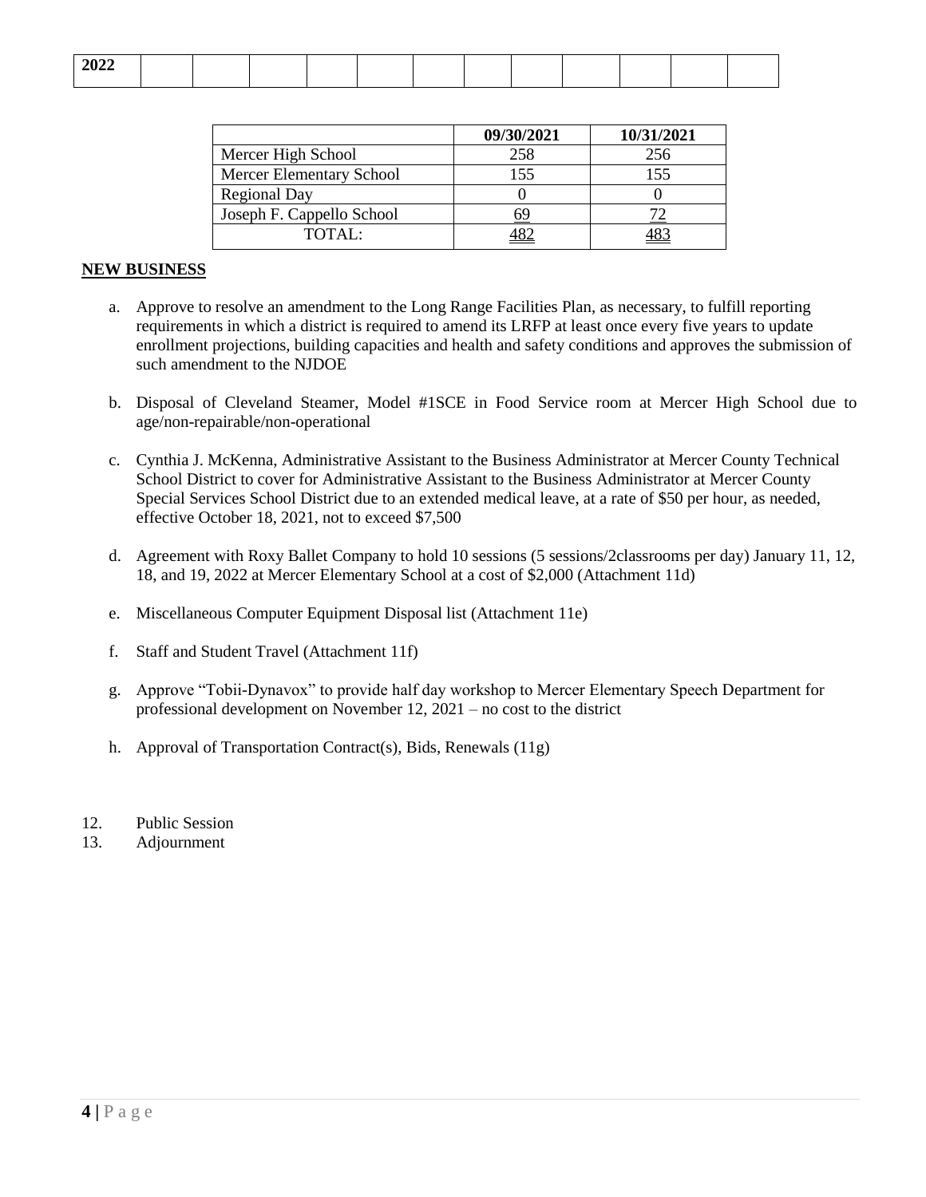| 2022 | | | | | | | | | | | | |
|---|---|---|---|---|---|---|---|---|---|---|---|---|

| | 09/30/2021 | 10/31/2021 |
|---|---|---|
| Mercer High School | 258 | 256 |
| Mercer Elementary School | 155 | 155 |
| Regional Day | 0 | 0 |
| Joseph F. Cappello School | 69 | 72 |
| TOTAL: | 482 | 483 |

**NEW BUSINESS**

a. Approve to resolve an amendment to the Long Range Facilities Plan, as necessary, to fulfill reporting requirements in which a district is required to amend its LRFP at least once every five years to update enrollment projections, building capacities and health and safety conditions and approves the submission of such amendment to the NJDOE

b. Disposal of Cleveland Steamer, Model #1SCE in Food Service room at Mercer High School due to age/non-repairable/non-operational

c. Cynthia J. McKenna, Administrative Assistant to the Business Administrator at Mercer County Technical School District to cover for Administrative Assistant to the Business Administrator at Mercer County Special Services School District due to an extended medical leave, at a rate of $50 per hour, as needed, effective October 18, 2021, not to exceed $7,500

d. Agreement with Roxy Ballet Company to hold 10 sessions (5 sessions/2classrooms per day) January 11, 12, 18, and 19, 2022 at Mercer Elementary School at a cost of $2,000 (Attachment 11d)

e. Miscellaneous Computer Equipment Disposal list (Attachment 11e)

f. Staff and Student Travel (Attachment 11f)

g. Approve "Tobii-Dynavox" to provide half day workshop to Mercer Elementary Speech Department for professional development on November 12, 2021 – no cost to the district

h. Approval of Transportation Contract(s), Bids, Renewals (11g)

12. Public Session
13. Adjournment